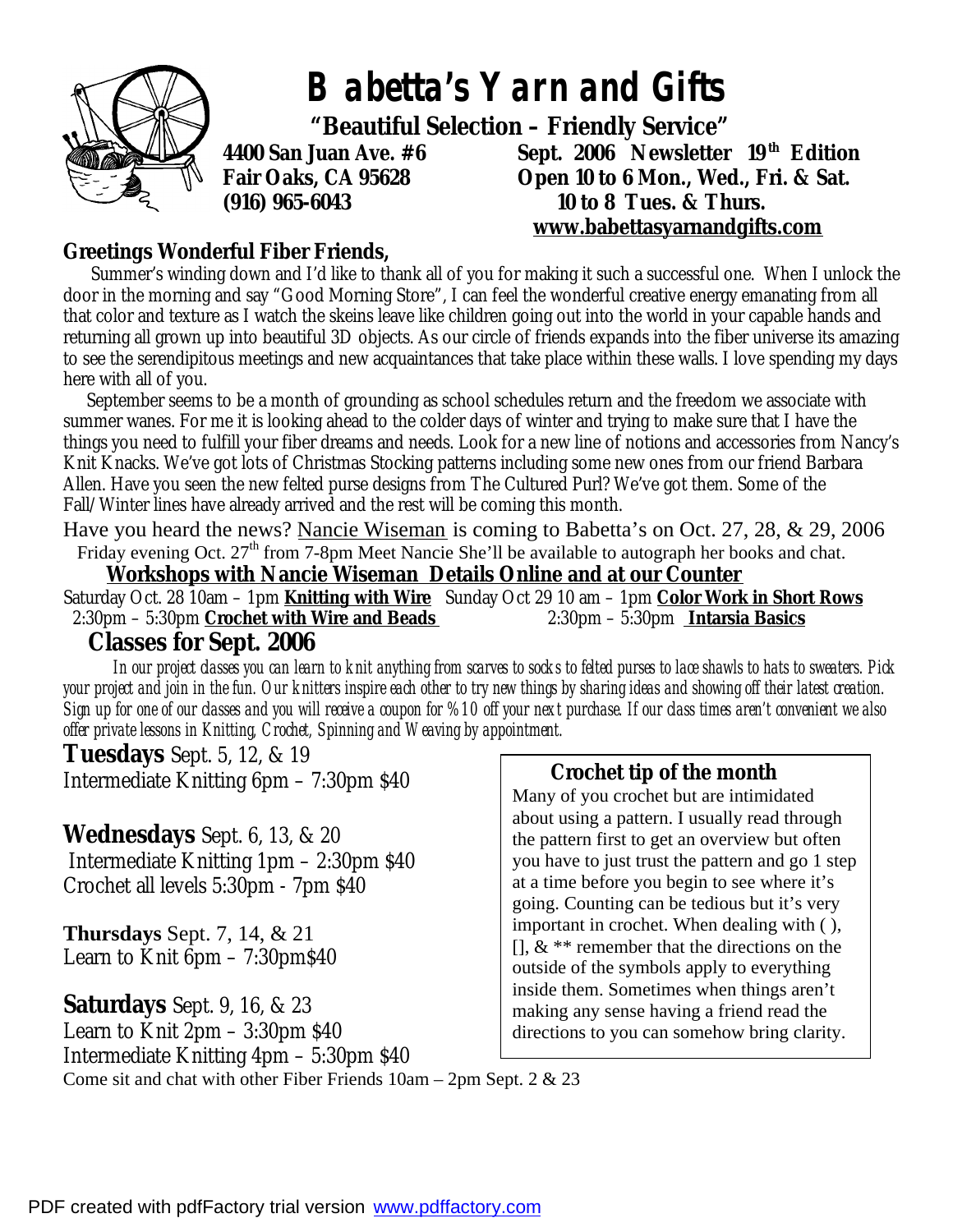# Babetta's Yarn and Gifts

**"Beautiful Selection – Friendly Service"**

**4400 San Juan Ave. #6**
**Fair Oaks, CA 95628**
**(916) 965-6043**

**Sept. 2006 Newsletter 19th Edition**
**Open 10 to 6 Mon., Wed., Fri. & Sat.**
**10 to 8 Tues. & Thurs.**
**www.babettasyarnandgifts.com**

**Greetings Wonderful Fiber Friends,**

Summer's winding down and I'd like to thank all of you for making it such a successful one. When I unlock the door in the morning and say "Good Morning Store", I can feel the wonderful creative energy emanating from all that color and texture as I watch the skeins leave like children going out into the world in your capable hands and returning all grown up into beautiful 3D objects. As our circle of friends expands into the fiber universe its amazing to see the serendipitous meetings and new acquaintances that take place within these walls. I love spending my days here with all of you.

September seems to be a month of grounding as school schedules return and the freedom we associate with summer wanes. For me it is looking ahead to the colder days of winter and trying to make sure that I have the things you need to fulfill your fiber dreams and needs. Look for a new line of notions and accessories from Nancy's Knit Knacks. We've got lots of Christmas Stocking patterns including some new ones from our friend Barbara Allen. Have you seen the new felted purse designs from The Cultured Purl? We've got them. Some of the Fall/Winter lines have already arrived and the rest will be coming this month.

Have you heard the news? Nancie Wiseman is coming to Babetta's on Oct. 27, 28, & 29, 2006
Friday evening Oct. 27th from 7-8pm Meet Nancie She'll be available to autograph her books and chat.

**Workshops with Nancie Wiseman Details Online and at our Counter**

Saturday Oct. 28 10am – 1pm **Knitting with Wire**
2:30pm – 5:30pm **Crochet with Wire and Beads**

Sunday Oct 29 10 am – 1pm **Color Work in Short Rows**
2:30pm – 5:30pm **Intarsia Basics**

## Classes for Sept. 2006

*In our project classes you can learn to knit anything from scarves to socks to felted purses to lace shawls to hats to sweaters. Pick your project and join in the fun. Our knitters inspire each other to try new things by sharing ideas and showing off their latest creation. Sign up for one of our classes and you will receive a coupon for %10 off your next purchase. If our class times aren't convenient we also offer private lessons in Knitting, Crochet, Spinning and Weaving by appointment.*

**Tuesdays** Sept. 5, 12, & 19
Intermediate Knitting 6pm – 7:30pm $40

**Wednesdays** Sept. 6, 13, & 20
Intermediate Knitting 1pm – 2:30pm $40
Crochet all levels 5:30pm - 7pm $40

**Thursdays** Sept. 7, 14, & 21
Learn to Knit 6pm – 7:30pm$40

**Saturdays** Sept. 9, 16, & 23
Learn to Knit 2pm – 3:30pm $40
Intermediate Knitting 4pm – 5:30pm $40

Come sit and chat with other Fiber Friends 10am – 2pm Sept. 2 & 23

### Crochet tip of the month

Many of you crochet but are intimidated about using a pattern. I usually read through the pattern first to get an overview but often you have to just trust the pattern and go 1 step at a time before you begin to see where it's going. Counting can be tedious but it's very important in crochet. When dealing with ( ), [], & ** remember that the directions on the outside of the symbols apply to everything inside them. Sometimes when things aren't making any sense having a friend read the directions to you can somehow bring clarity.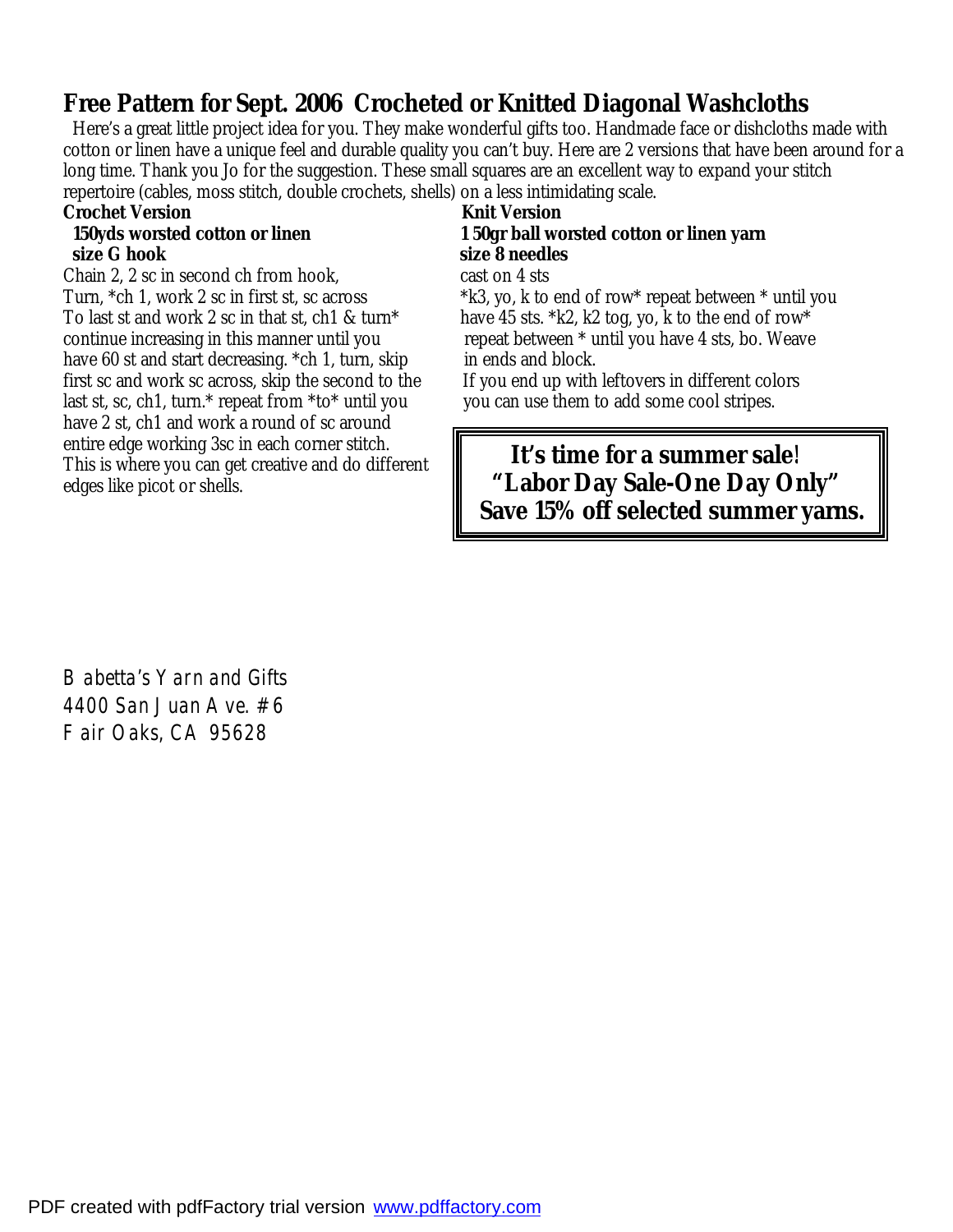# Free Pattern for Sept. 2006 Crocheted or Knitted Diagonal Washcloths

Here's a great little project idea for you. They make wonderful gifts too. Handmade face or dishcloths made with cotton or linen have a unique feel and durable quality you can't buy. Here are 2 versions that have been around for a long time. Thank you Jo for the suggestion. These small squares are an excellent way to expand your stitch repertoire (cables, moss stitch, double crochets, shells) on a less intimidating scale.

**Crochet Version**

**150yds worsted cotton or linen**
**size G hook**

Chain 2, 2 sc in second ch from hook,
Turn, *ch 1, work 2 sc in first st, sc across
To last st and work 2 sc in that st, ch1 & turn*
continue increasing in this manner until you have 60 st and start decreasing. *ch 1, turn, skip first sc and work sc across, skip the second to the last st, sc, ch1, turn.* repeat from *to* until you have 2 st, ch1 and work a round of sc around entire edge working 3sc in each corner stitch. This is where you can get creative and do different edges like picot or shells.

**Knit Version**

**1 50gr ball worsted cotton or linen yarn**
**size 8 needles**

cast on 4 sts
*k3, yo, k to end of row* repeat between * until you have 45 sts. *k2, k2 tog, yo, k to the end of row* repeat between * until you have 4 sts, bo. Weave in ends and block.
If you end up with leftovers in different colors you can use them to add some cool stripes.

**It's time for a summer sale!**
**"Labor Day Sale-One Day Only"**
**Save 15% off selected summer yarns.**

Babetta's Yarn and Gifts
4400 San Juan Ave. #6
Fair Oaks, CA 95628